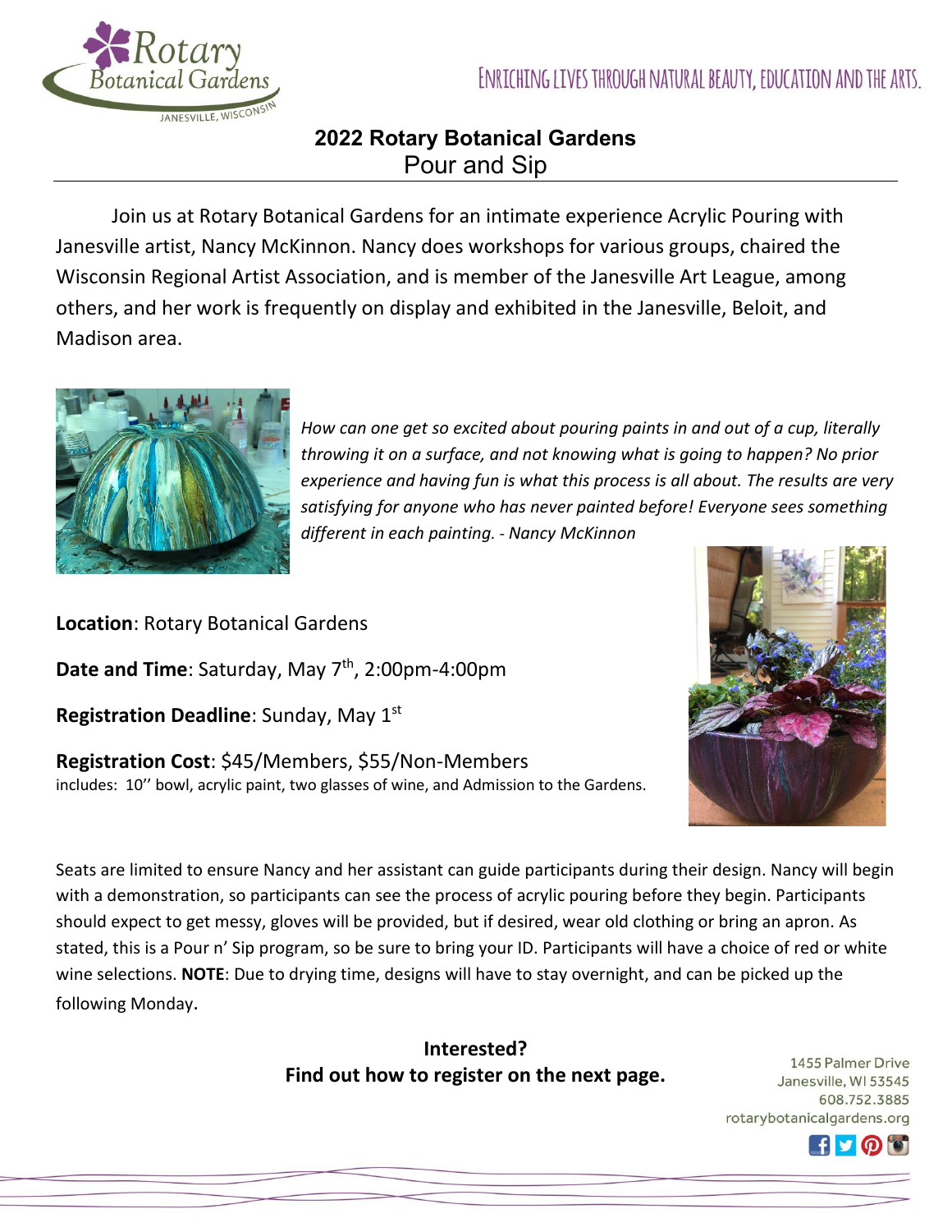ENRICHING LIVES THROUGH NATURAL BEAUTY, EDUCATION AND THE ARTS.

# 2022 Rotary Botanical Gardens
## Pour and Sip

Join us at Rotary Botanical Gardens for an intimate experience Acrylic Pouring with Janesville artist, Nancy McKinnon. Nancy does workshops for various groups, chaired the Wisconsin Regional Artist Association, and is member of the Janesville Art League, among others, and her work is frequently on display and exhibited in the Janesville, Beloit, and Madison area.

*How can one get so excited about pouring paints in and out of a cup, literally throwing it on a surface, and not knowing what is going to happen? No prior experience and having fun is what this process is all about. The results are very satisfying for anyone who has never painted before! Everyone sees something different in each painting. - Nancy McKinnon*

**Location**: Rotary Botanical Gardens

**Date and Time**: Saturday, May 7th, 2:00pm-4:00pm

**Registration Deadline**: Sunday, May 1st

**Registration Cost**: $45/Members, $55/Non-Members
includes: 10'' bowl, acrylic paint, two glasses of wine, and Admission to the Gardens.

Seats are limited to ensure Nancy and her assistant can guide participants during their design. Nancy will begin with a demonstration, so participants can see the process of acrylic pouring before they begin. Participants should expect to get messy, gloves will be provided, but if desired, wear old clothing or bring an apron. As stated, this is a Pour n' Sip program, so be sure to bring your ID. Participants will have a choice of red or white wine selections. **NOTE**: Due to drying time, designs will have to stay overnight, and can be picked up the following Monday.

**Interested?**
**Find out how to register on the next page.**

1455 Palmer Drive
Janesville, WI 53545
608.752.3885
rotarybotanicalgardens.org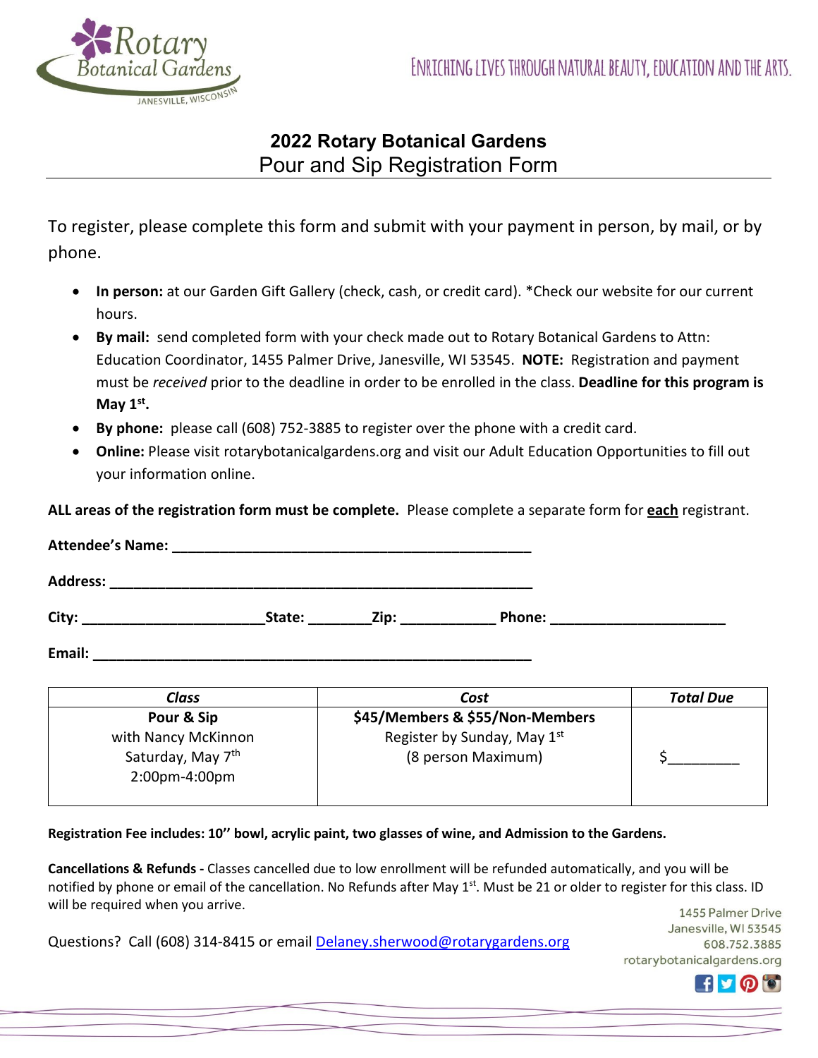Rotary Botanical Gardens
JANESVILLE, WISCONSIN

ENRICHING LIVES THROUGH NATURAL BEAUTY, EDUCATION AND THE ARTS.

# 2022 Rotary Botanical Gardens
## Pour and Sip Registration Form

To register, please complete this form and submit with your payment in person, by mail, or by phone.

- **In person:** at our Garden Gift Gallery (check, cash, or credit card). *Check our website for our current hours.
- **By mail:** send completed form with your check made out to Rotary Botanical Gardens to Attn: Education Coordinator, 1455 Palmer Drive, Janesville, WI 53545. **NOTE:** Registration and payment must be *received* prior to the deadline in order to be enrolled in the class. **Deadline for this program is May 1st.**
- **By phone:** please call (608) 752-3885 to register over the phone with a credit card.
- **Online:** Please visit rotarybotanicalgardens.org and visit our Adult Education Opportunities to fill out your information online.

**ALL areas of the registration form must be complete.** Please complete a separate form for **each** registrant.

**Attendee's Name:** ______________________________________________

**Address:** ______________________________________________________

**City:** ______________________ **State:** ________ **Zip:** ___________ **Phone:** ______________________

**Email:** ________________________________________________________

| *Class* | *Cost* | *Total Due* |
| --- | --- | --- |
| **Pour & Sip**<br>with Nancy McKinnon<br>Saturday, May 7th<br>2:00pm-4:00pm | **$45/Members & $55/Non-Members**<br>Register by Sunday, May 1st<br>(8 person Maximum) | $_________ |

**Registration Fee includes: 10'' bowl, acrylic paint, two glasses of wine, and Admission to the Gardens.**

**Cancellations & Refunds -** Classes cancelled due to low enrollment will be refunded automatically, and you will be notified by phone or email of the cancellation. No Refunds after May 1st. Must be 21 or older to register for this class. ID will be required when you arrive.

Questions? Call (608) 314-8415 or email Delaney.sherwood@rotarygardens.org

1455 Palmer Drive
Janesville, WI 53545
608.752.3885
rotarybotanicalgardens.org